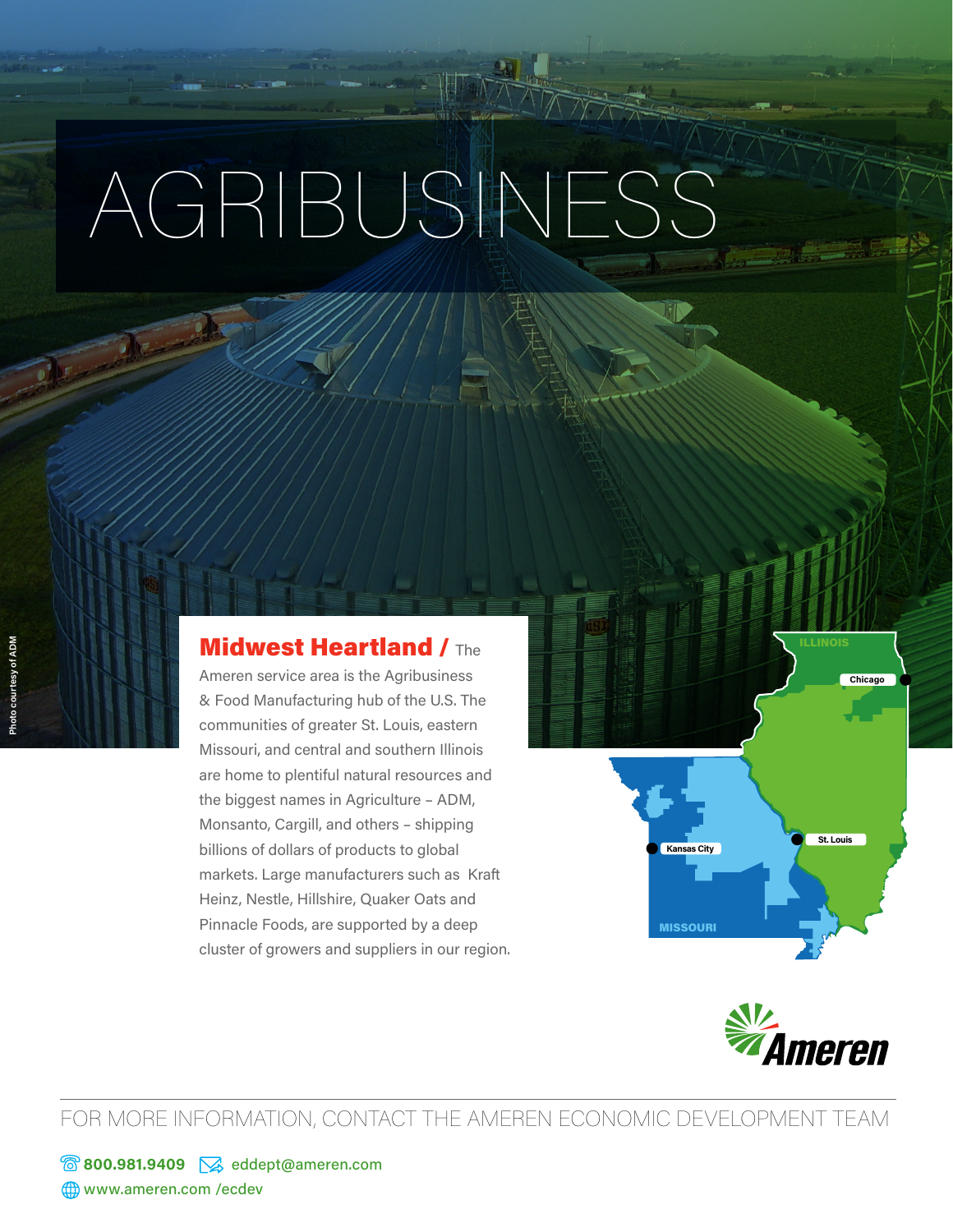# AGRIBUSINESS

Photo courtesy of ADM

**Midwest Heartland /** The Ameren service area is the Agribusiness & Food Manufacturing hub of the U.S. The communities of greater St. Louis, eastern Missouri, and central and southern Illinois are home to plentiful natural resources and the biggest names in Agriculture – ADM, Monsanto, Cargill, and others – shipping billions of dollars of products to global markets. Large manufacturers such as Kraft Heinz, Nestle, Hillshire, Quaker Oats and Pinnacle Foods, are supported by a deep cluster of growers and suppliers in our region.

ILLINOIS

Chicago

St. Louis

Kansas City

MISSOURI

Ameren

FOR MORE INFORMATION, CONTACT THE AMEREN ECONOMIC DEVELOPMENT TEAM

**800.981.9409** eddept@ameren.com

www.ameren.com /ecdev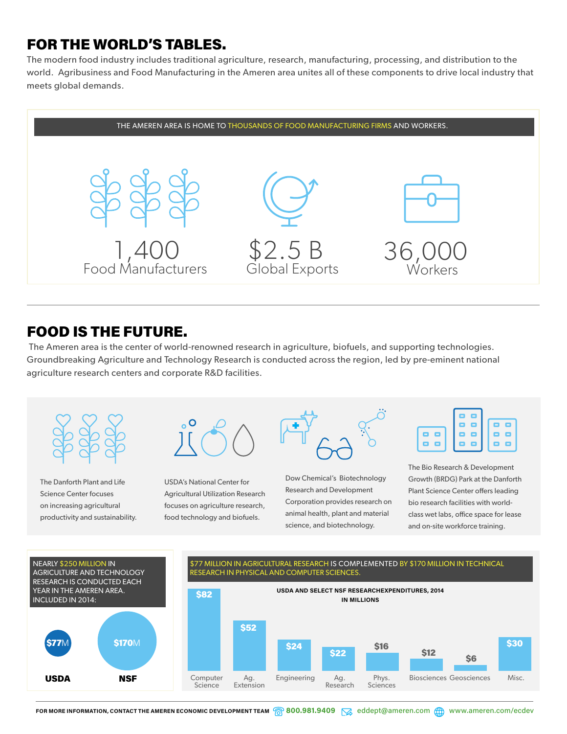# FOR THE WORLD'S TABLES.

The modern food industry includes traditional agriculture, research, manufacturing, processing, and distribution to the world. Agribusiness and Food Manufacturing in the Ameren area unites all of these components to drive local industry that meets global demands.

THE AMEREN AREA IS HOME TO THOUSANDS OF FOOD MANUFACTURING FIRMS AND WORKERS.

1,400
Food Manufacturers

$2.5 B
Global Exports

36,000
Workers

# FOOD IS THE FUTURE.

The Ameren area is the center of world-renowned research in agriculture, biofuels, and supporting technologies. Groundbreaking Agriculture and Technology Research is conducted across the region, led by pre-eminent national agriculture research centers and corporate R&D facilities.

The Danforth Plant and Life Science Center focuses on increasing agricultural productivity and sustainability.

USDA's National Center for Agricultural Utilization Research focuses on agriculture research, food technology and biofuels.

Dow Chemical's Biotechnology Research and Development Corporation provides research on animal health, plant and material science, and biotechnology.

The Bio Research & Development Growth (BRDG) Park at the Danforth Plant Science Center offers leading bio research facilities with world-class wet labs, office space for lease and on-site workforce training.

NEARLY $250 MILLION IN AGRICULTURE AND TECHNOLOGY RESEARCH IS CONDUCTED EACH YEAR IN THE AMEREN AREA. INCLUDED IN 2014:

$77M
USDA

$170M
NSF

$77 MILLION IN AGRICULTURAL RESEARCH IS COMPLEMENTED BY $170 MILLION IN TECHNICAL RESEARCH IN PHYSICAL AND COMPUTER SCIENCES.

USDA AND SELECT NSF RESEARCHEXPENDITURES, 2014
IN MILLIONS

$82
Computer Science

$52
Ag. Extension

$24
Engineering

$22
Ag. Research

$16
Phys. Sciences

$12
Biosciences

$6
Geosciences

$30
Misc.

FOR MORE INFORMATION, CONTACT THE AMEREN ECONOMIC DEVELOPMENT TEAM 800.981.9409 eddept@ameren.com www.ameren.com/ecdev